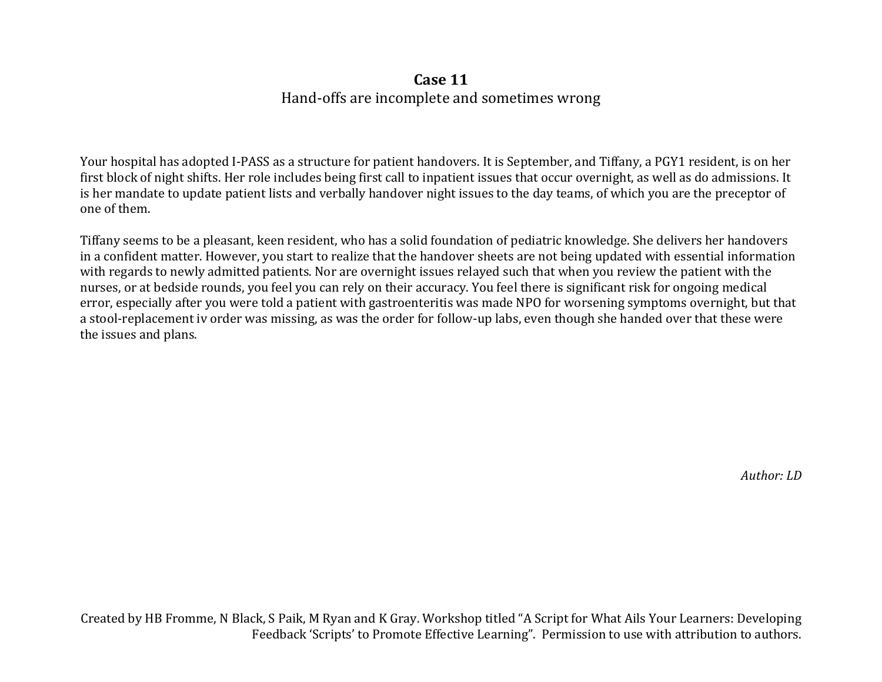# Case 11

Hand-offs are incomplete and sometimes wrong

Your hospital has adopted I-PASS as a structure for patient handovers. It is September, and Tiffany, a PGY1 resident, is on her first block of night shifts. Her role includes being first call to inpatient issues that occur overnight, as well as do admissions. It is her mandate to update patient lists and verbally handover night issues to the day teams, of which you are the preceptor of one of them.

Tiffany seems to be a pleasant, keen resident, who has a solid foundation of pediatric knowledge. She delivers her handovers in a confident matter. However, you start to realize that the handover sheets are not being updated with essential information with regards to newly admitted patients. Nor are overnight issues relayed such that when you review the patient with the nurses, or at bedside rounds, you feel you can rely on their accuracy. You feel there is significant risk for ongoing medical error, especially after you were told a patient with gastroenteritis was made NPO for worsening symptoms overnight, but that a stool-replacement iv order was missing, as was the order for follow-up labs, even though she handed over that these were the issues and plans.

*Author: LD*

Created by HB Fromme, N Black, S Paik, M Ryan and K Gray. Workshop titled "A Script for What Ails Your Learners: Developing Feedback 'Scripts' to Promote Effective Learning". Permission to use with attribution to authors.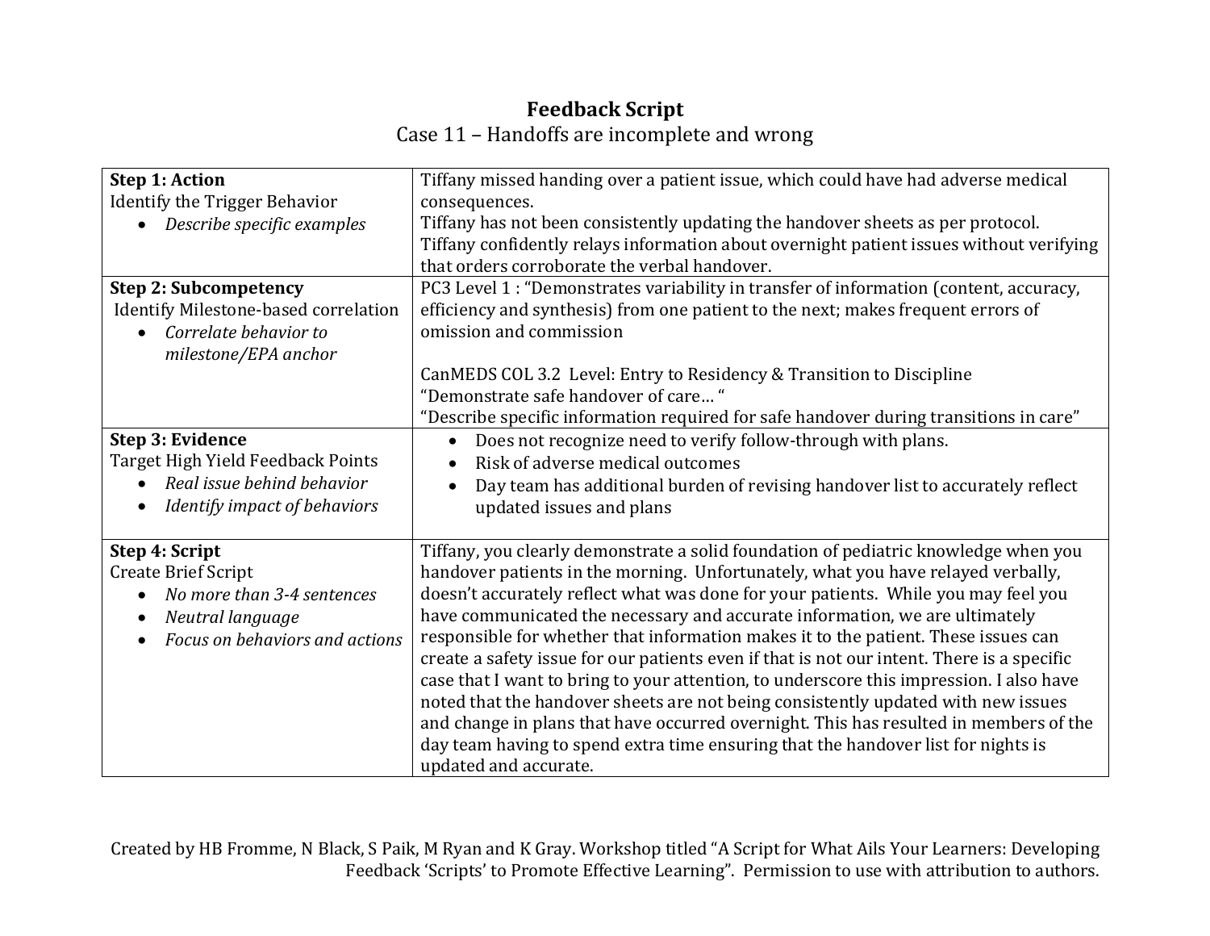# Feedback Script

Case 11 – Handoffs are incomplete and wrong

| | |
|---|---|
| **Step 1: Action**<br>Identify the Trigger Behavior<br>• *Describe specific examples* | Tiffany missed handing over a patient issue, which could have had adverse medical consequences.<br>Tiffany has not been consistently updating the handover sheets as per protocol.<br>Tiffany confidently relays information about overnight patient issues without verifying that orders corroborate the verbal handover. |
| **Step 2: Subcompetency**<br>Identify Milestone-based correlation<br>• *Correlate behavior to milestone/EPA anchor* | PC3 Level 1 : "Demonstrates variability in transfer of information (content, accuracy, efficiency and synthesis) from one patient to the next; makes frequent errors of omission and commission<br><br>CanMEDS COL 3.2 Level: Entry to Residency & Transition to Discipline<br>"Demonstrate safe handover of care… "<br>"Describe specific information required for safe handover during transitions in care" |
| **Step 3: Evidence**<br>Target High Yield Feedback Points<br>• *Real issue behind behavior*<br>• *Identify impact of behaviors* | • Does not recognize need to verify follow-through with plans.<br>• Risk of adverse medical outcomes<br>• Day team has additional burden of revising handover list to accurately reflect updated issues and plans |
| **Step 4: Script**<br>Create Brief Script<br>• *No more than 3-4 sentences*<br>• *Neutral language*<br>• *Focus on behaviors and actions* | Tiffany, you clearly demonstrate a solid foundation of pediatric knowledge when you handover patients in the morning. Unfortunately, what you have relayed verbally, doesn't accurately reflect what was done for your patients. While you may feel you have communicated the necessary and accurate information, we are ultimately responsible for whether that information makes it to the patient. These issues can create a safety issue for our patients even if that is not our intent. There is a specific case that I want to bring to your attention, to underscore this impression. I also have noted that the handover sheets are not being consistently updated with new issues and change in plans that have occurred overnight. This has resulted in members of the day team having to spend extra time ensuring that the handover list for nights is updated and accurate. |

Created by HB Fromme, N Black, S Paik, M Ryan and K Gray. Workshop titled "A Script for What Ails Your Learners: Developing Feedback 'Scripts' to Promote Effective Learning". Permission to use with attribution to authors.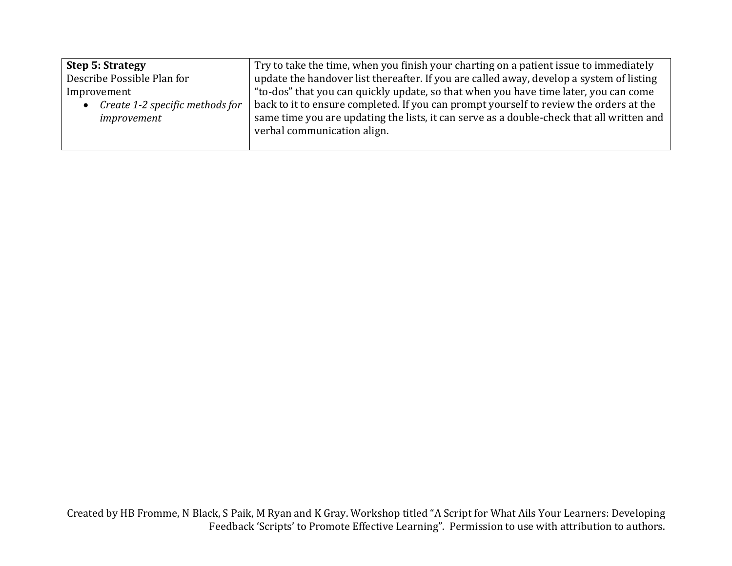| | |
|---|---|
| **Step 5: Strategy**<br>Describe Possible Plan for Improvement<br>• *Create 1-2 specific methods for improvement* | Try to take the time, when you finish your charting on a patient issue to immediately update the handover list thereafter. If you are called away, develop a system of listing "to-dos" that you can quickly update, so that when you have time later, you can come back to it to ensure completed. If you can prompt yourself to review the orders at the same time you are updating the lists, it can serve as a double-check that all written and verbal communication align. |